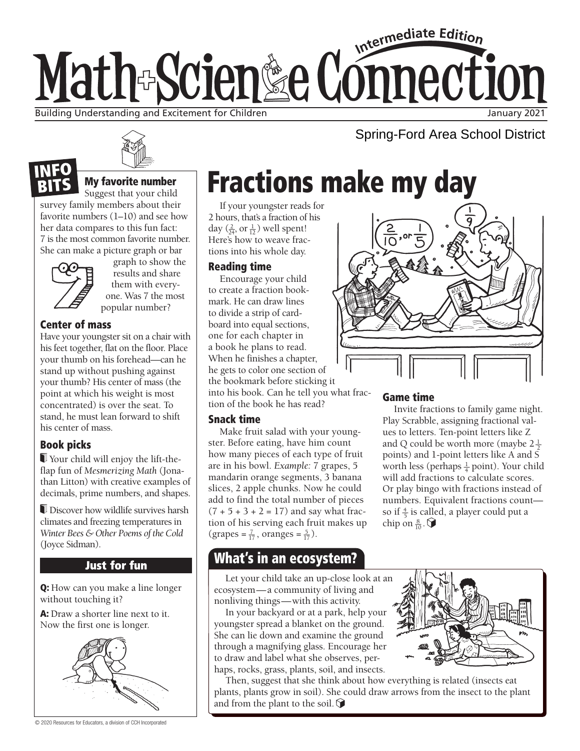# Math+Science Connection

Intermediate Edition

Building Understanding and Excitement for Children

January 2021

Spring-Ford Area School District

## INFO BITS

### My favorite number

Suggest that your child survey family members about their favorite numbers (1–10) and see how her data compares to this fun fact: 7 is the most common favorite number. She can make a picture graph or bar graph to show the results and share them with everyone. Was 7 the most popular number?

### Center of mass

Have your youngster sit on a chair with his feet together, flat on the floor. Place your thumb on his forehead—can he stand up without pushing against your thumb? His center of mass (the point at which his weight is most concentrated) is over the seat. To stand, he must lean forward to shift his center of mass.

### Book picks

Your child will enjoy the lift-the-flap fun of *Mesmerizing Math* (Jonathan Litton) with creative examples of decimals, prime numbers, and shapes.

Discover how wildlife survives harsh climates and freezing temperatures in *Winter Bees & Other Poems of the Cold* (Joyce Sidman).

### Just for fun

**Q:** How can you make a line longer without touching it?

**A:** Draw a shorter line next to it. Now the first one is longer.

# Fractions make my day

If your youngster reads for 2 hours, that's a fraction of his day ($\frac{2}{24}$, or $\frac{1}{12}$) well spent! Here's how to weave fractions into his whole day.

### Reading time

Encourage your child to create a fraction bookmark. He can draw lines to divide a strip of cardboard into equal sections, one for each chapter in a book he plans to read. When he finishes a chapter, he gets to color one section of the bookmark before sticking it into his book. Can he tell you what fraction of the book he has read?

### Snack time

Make fruit salad with your youngster. Before eating, have him count how many pieces of each type of fruit are in his bowl. *Example:* 7 grapes, 5 mandarin orange segments, 3 banana slices, 2 apple chunks. Now he could add to find the total number of pieces ($7 + 5 + 3 + 2 = 17$) and say what fraction of his serving each fruit makes up (grapes = $\frac{7}{17}$, oranges = $\frac{5}{17}$).

### Game time

Invite fractions to family game night. Play Scrabble, assigning fractional values to letters. Ten-point letters like Z and Q could be worth more (maybe $2\frac{1}{2}$ points) and 1-point letters like A and S worth less (perhaps $\frac{1}{4}$ point). Your child will add fractions to calculate scores. Or play bingo with fractions instead of numbers. Equivalent fractions count—so if $\frac{4}{5}$ is called, a player could put a chip on $\frac{8}{10}$.

## What's in an ecosystem?

Let your child take an up-close look at an ecosystem—a community of living and nonliving things—with this activity.

In your backyard or at a park, help your youngster spread a blanket on the ground. She can lie down and examine the ground through a magnifying glass. Encourage her to draw and label what she observes, perhaps, rocks, grass, plants, soil, and insects.

Then, suggest that she think about how everything is related (insects eat plants, plants grow in soil). She could draw arrows from the insect to the plant and from the plant to the soil.

© 2020 Resources for Educators, a division of CCH Incorporated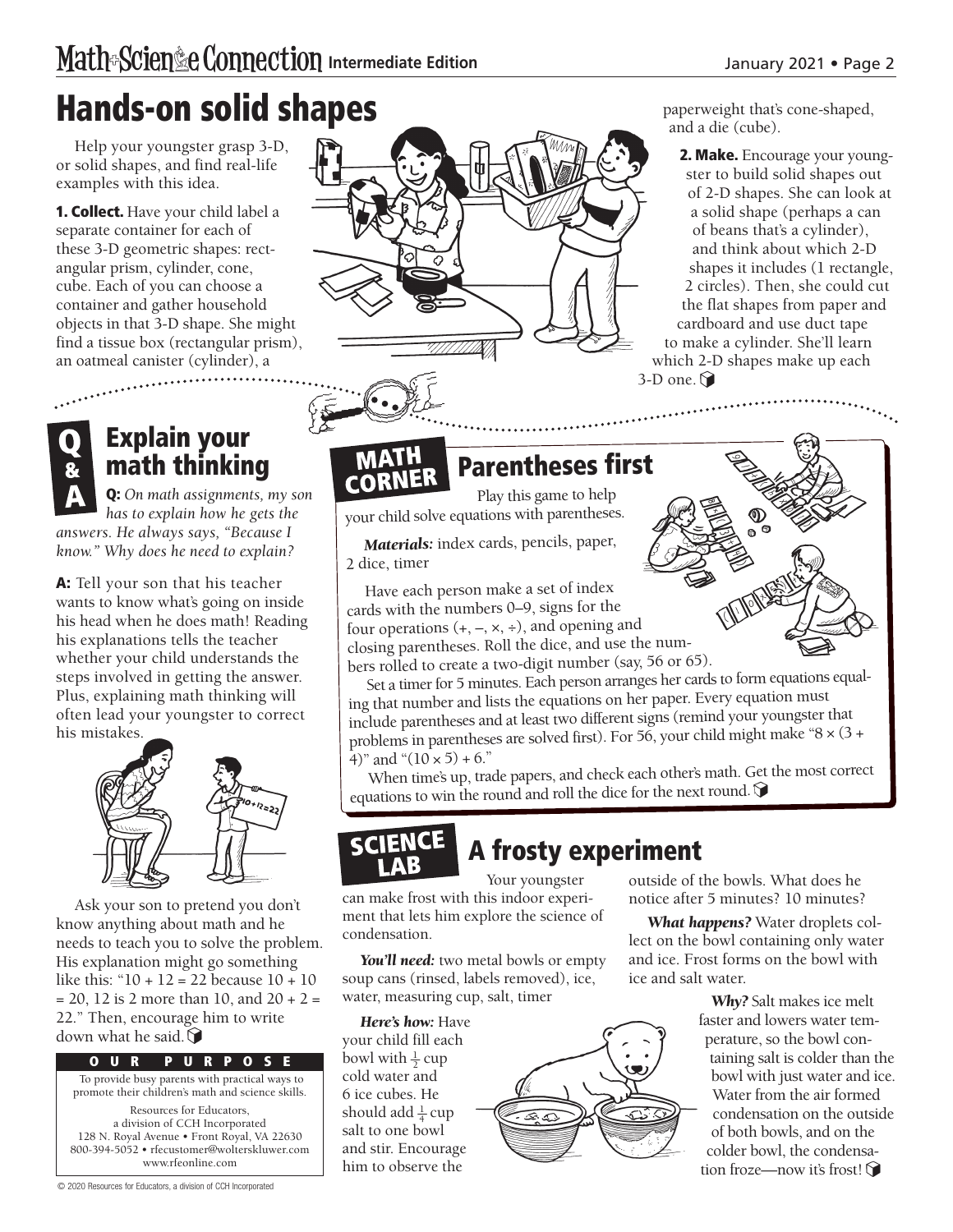# Hands-on solid shapes

Help your youngster grasp 3-D, or solid shapes, and find real-life examples with this idea.

**1. Collect.** Have your child label a separate container for each of these 3-D geometric shapes: rectangular prism, cylinder, cone, cube. Each of you can choose a container and gather household objects in that 3-D shape. She might find a tissue box (rectangular prism), an oatmeal canister (cylinder), a paperweight that's cone-shaped, and a die (cube).

**2. Make.** Encourage your youngster to build solid shapes out of 2-D shapes. She can look at a solid shape (perhaps a can of beans that's a cylinder), and think about which 2-D shapes it includes (1 rectangle, 2 circles). Then, she could cut the flat shapes from paper and cardboard and use duct tape to make a cylinder. She'll learn which 2-D shapes make up each 3-D one.

## Q & A: Explain your math thinking

**Q:** *On math assignments, my son has to explain how he gets the answers. He always says, "Because I know." Why does he need to explain?*

**A:** Tell your son that his teacher wants to know what's going on inside his head when he does math! Reading his explanations tells the teacher whether your child understands the steps involved in getting the answer. Plus, explaining math thinking will often lead your youngster to correct his mistakes.

Ask your son to pretend you don't know anything about math and he needs to teach you to solve the problem. His explanation might go something like this: "$10 + 12 = 22$ because $10 + 10 = 20$, 12 is 2 more than 10, and $20 + 2 = 22$." Then, encourage him to write down what he said.

## Math Corner: Parentheses first

Play this game to help your child solve equations with parentheses.

*Materials:* index cards, pencils, paper, 2 dice, timer

Have each person make a set of index cards with the numbers 0–9, signs for the four operations (+, –, ×, ÷), and opening and closing parentheses. Roll the dice, and use the numbers rolled to create a two-digit number (say, 56 or 65).

Set a timer for 5 minutes. Each person arranges her cards to form equations equaling that number and lists the equations on her paper. Every equation must include parentheses and at least two different signs (remind your youngster that problems in parentheses are solved first). For 56, your child might make "$8 \times (3 + 4)$" and "$(10 \times 5) + 6$."

When time's up, trade papers, and check each other's math. Get the most correct equations to win the round and roll the dice for the next round.

## Science Lab: A frosty experiment

Your youngster can make frost with this indoor experiment that lets him explore the science of condensation.

***You'll need:*** two metal bowls or empty soup cans (rinsed, labels removed), ice, water, measuring cup, salt, timer

***Here's how:*** Have your child fill each bowl with $\frac{1}{2}$ cup cold water and 6 ice cubes. He should add $\frac{1}{4}$ cup salt to one bowl and stir. Encourage him to observe the outside of the bowls. What does he notice after 5 minutes? 10 minutes?

***What happens?*** Water droplets collect on the bowl containing only water and ice. Frost forms on the bowl with ice and salt water.

***Why?*** Salt makes ice melt faster and lowers water temperature, so the bowl containing salt is colder than the bowl with just water and ice. Water from the air formed condensation on the outside of both bowls, and on the colder bowl, the condensation froze—now it's frost!

---

**OUR PURPOSE**

To provide busy parents with practical ways to promote their children's math and science skills.

Resources for Educators,
a division of CCH Incorporated
128 N. Royal Avenue • Front Royal, VA 22630
800-394-5052 • rfecustomer@wolterskluwer.com
www.rfeonline.com

© 2020 Resources for Educators, a division of CCH Incorporated